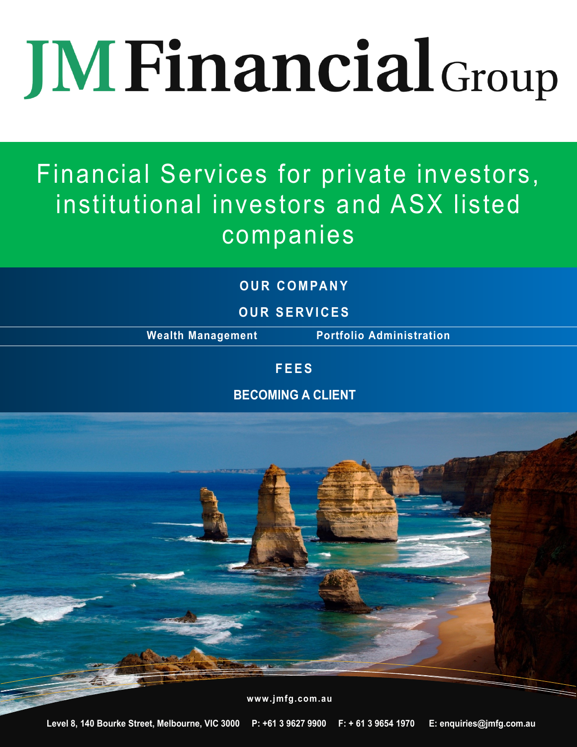# JM Financial Group

## Financial Services for private investors, institutional investors and ASX listed companies

**OUR COMPANY**

**OUR SERVICES**

**Wealth Management** | **Portfolio Administration**

**FEES**

**BECOMING A CLIENT**

www.jmfg.com.au

Level 8, 140 Bourke Street, Melbourne, VIC 3000 P: +61 3 9627 9900 F: + 61 3 9654 1970 E: enquiries@jmfg.com.au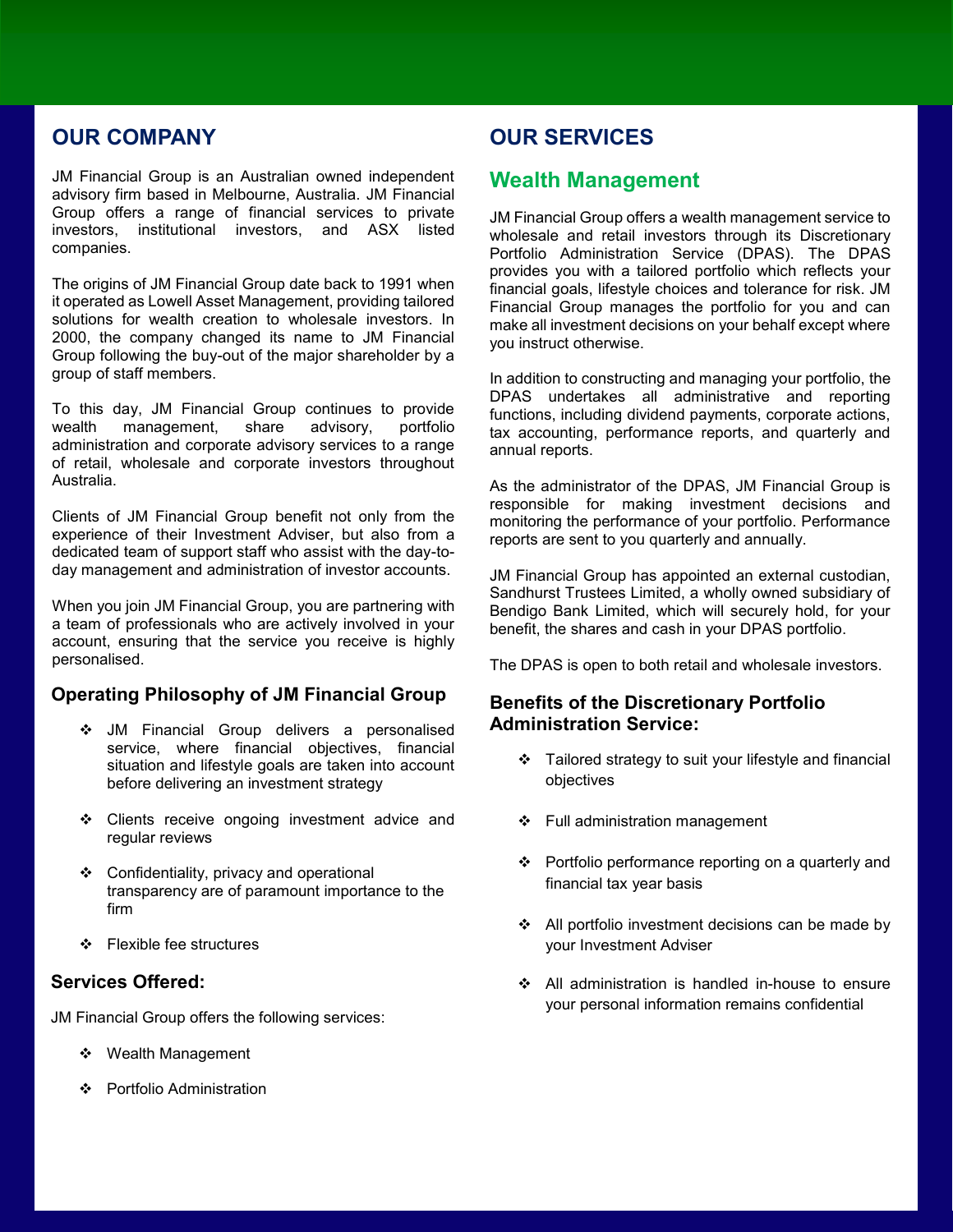## OUR COMPANY

JM Financial Group is an Australian owned independent advisory firm based in Melbourne, Australia. JM Financial Group offers a range of financial services to private investors, institutional investors, and ASX listed companies.

The origins of JM Financial Group date back to 1991 when it operated as Lowell Asset Management, providing tailored solutions for wealth creation to wholesale investors. In 2000, the company changed its name to JM Financial Group following the buy-out of the major shareholder by a group of staff members.

To this day, JM Financial Group continues to provide wealth management, share advisory, portfolio administration and corporate advisory services to a range of retail, wholesale and corporate investors throughout Australia.

Clients of JM Financial Group benefit not only from the experience of their Investment Adviser, but also from a dedicated team of support staff who assist with the day-to-day management and administration of investor accounts.

When you join JM Financial Group, you are partnering with a team of professionals who are actively involved in your account, ensuring that the service you receive is highly personalised.

### Operating Philosophy of JM Financial Group

- JM Financial Group delivers a personalised service, where financial objectives, financial situation and lifestyle goals are taken into account before delivering an investment strategy
- Clients receive ongoing investment advice and regular reviews
- Confidentiality, privacy and operational transparency are of paramount importance to the firm
- Flexible fee structures

### Services Offered:

JM Financial Group offers the following services:

- Wealth Management
- Portfolio Administration

## OUR SERVICES

### Wealth Management

JM Financial Group offers a wealth management service to wholesale and retail investors through its Discretionary Portfolio Administration Service (DPAS). The DPAS provides you with a tailored portfolio which reflects your financial goals, lifestyle choices and tolerance for risk. JM Financial Group manages the portfolio for you and can make all investment decisions on your behalf except where you instruct otherwise.

In addition to constructing and managing your portfolio, the DPAS undertakes all administrative and reporting functions, including dividend payments, corporate actions, tax accounting, performance reports, and quarterly and annual reports.

As the administrator of the DPAS, JM Financial Group is responsible for making investment decisions and monitoring the performance of your portfolio. Performance reports are sent to you quarterly and annually.

JM Financial Group has appointed an external custodian, Sandhurst Trustees Limited, a wholly owned subsidiary of Bendigo Bank Limited, which will securely hold, for your benefit, the shares and cash in your DPAS portfolio.

The DPAS is open to both retail and wholesale investors.

### Benefits of the Discretionary Portfolio Administration Service:

- Tailored strategy to suit your lifestyle and financial objectives
- Full administration management
- Portfolio performance reporting on a quarterly and financial tax year basis
- All portfolio investment decisions can be made by your Investment Adviser
- All administration is handled in-house to ensure your personal information remains confidential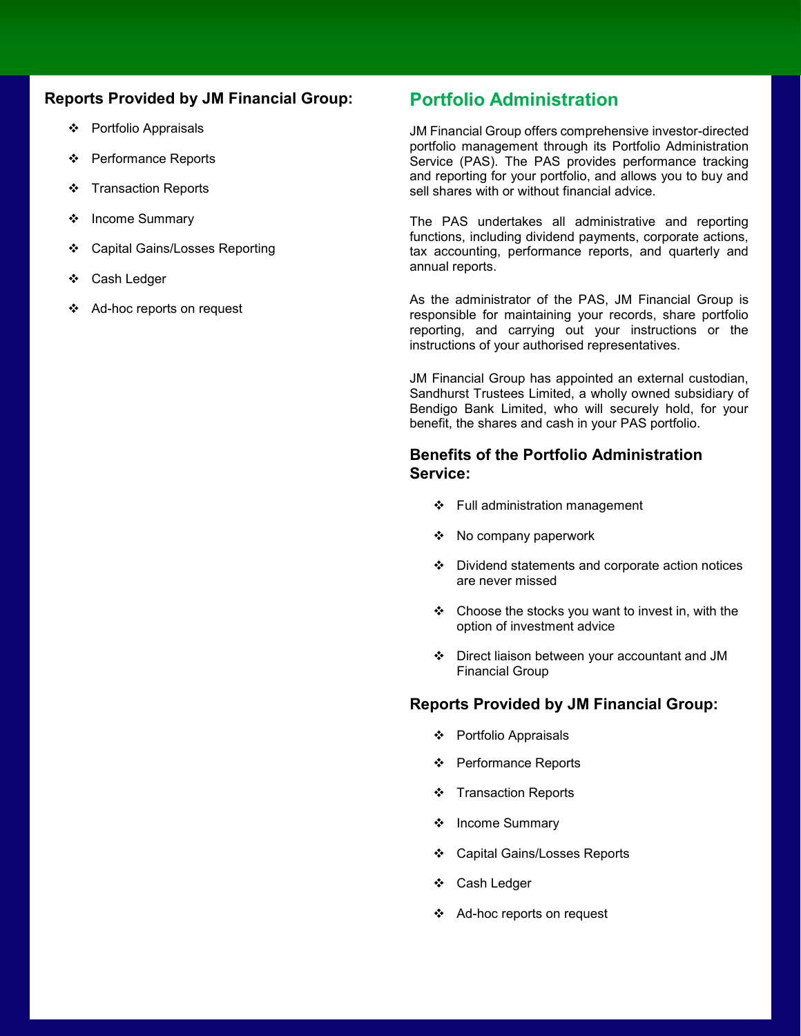## Reports Provided by JM Financial Group:

- Portfolio Appraisals
- Performance Reports
- Transaction Reports
- Income Summary
- Capital Gains/Losses Reporting
- Cash Ledger
- Ad-hoc reports on request

## Portfolio Administration

JM Financial Group offers comprehensive investor-directed portfolio management through its Portfolio Administration Service (PAS). The PAS provides performance tracking and reporting for your portfolio, and allows you to buy and sell shares with or without financial advice.

The PAS undertakes all administrative and reporting functions, including dividend payments, corporate actions, tax accounting, performance reports, and quarterly and annual reports.

As the administrator of the PAS, JM Financial Group is responsible for maintaining your records, share portfolio reporting, and carrying out your instructions or the instructions of your authorised representatives.

JM Financial Group has appointed an external custodian, Sandhurst Trustees Limited, a wholly owned subsidiary of Bendigo Bank Limited, who will securely hold, for your benefit, the shares and cash in your PAS portfolio.

### Benefits of the Portfolio Administration Service:

- Full administration management
- No company paperwork
- Dividend statements and corporate action notices are never missed
- Choose the stocks you want to invest in, with the option of investment advice
- Direct liaison between your accountant and JM Financial Group

### Reports Provided by JM Financial Group:

- Portfolio Appraisals
- Performance Reports
- Transaction Reports
- Income Summary
- Capital Gains/Losses Reports
- Cash Ledger
- Ad-hoc reports on request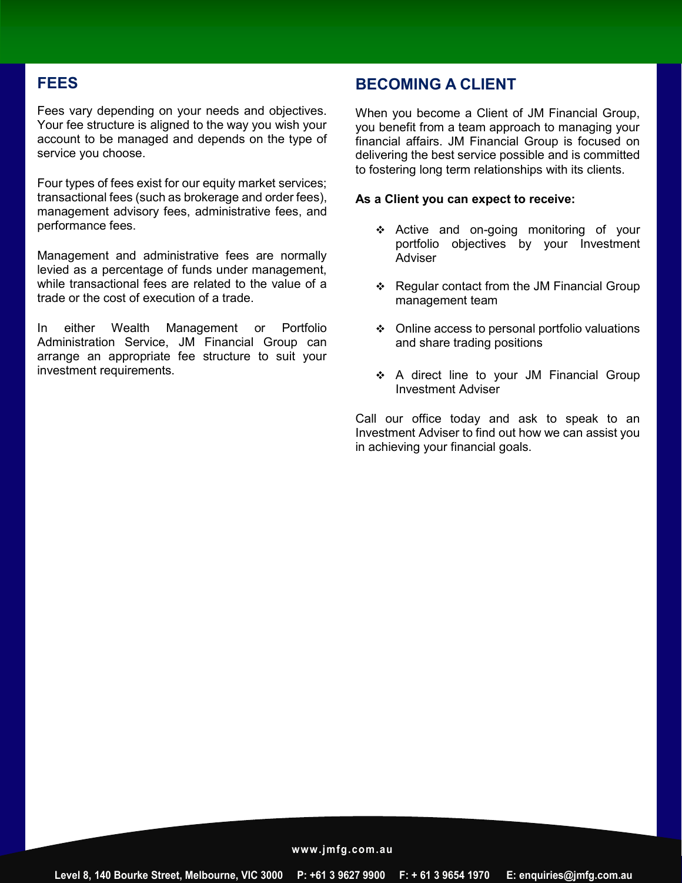## FEES

Fees vary depending on your needs and objectives. Your fee structure is aligned to the way you wish your account to be managed and depends on the type of service you choose.

Four types of fees exist for our equity market services; transactional fees (such as brokerage and order fees), management advisory fees, administrative fees, and performance fees.

Management and administrative fees are normally levied as a percentage of funds under management, while transactional fees are related to the value of a trade or the cost of execution of a trade.

In either Wealth Management or Portfolio Administration Service, JM Financial Group can arrange an appropriate fee structure to suit your investment requirements.

## BECOMING A CLIENT

When you become a Client of JM Financial Group, you benefit from a team approach to managing your financial affairs. JM Financial Group is focused on delivering the best service possible and is committed to fostering long term relationships with its clients.

**As a Client you can expect to receive:**

- Active and on-going monitoring of your portfolio objectives by your Investment Adviser
- Regular contact from the JM Financial Group management team
- Online access to personal portfolio valuations and share trading positions
- A direct line to your JM Financial Group Investment Adviser

Call our office today and ask to speak to an Investment Adviser to find out how we can assist you in achieving your financial goals.

www.jmfg.com.au

Level 8, 140 Bourke Street, Melbourne, VIC 3000 P: +61 3 9627 9900 F: + 61 3 9654 1970 E: enquiries@jmfg.com.au